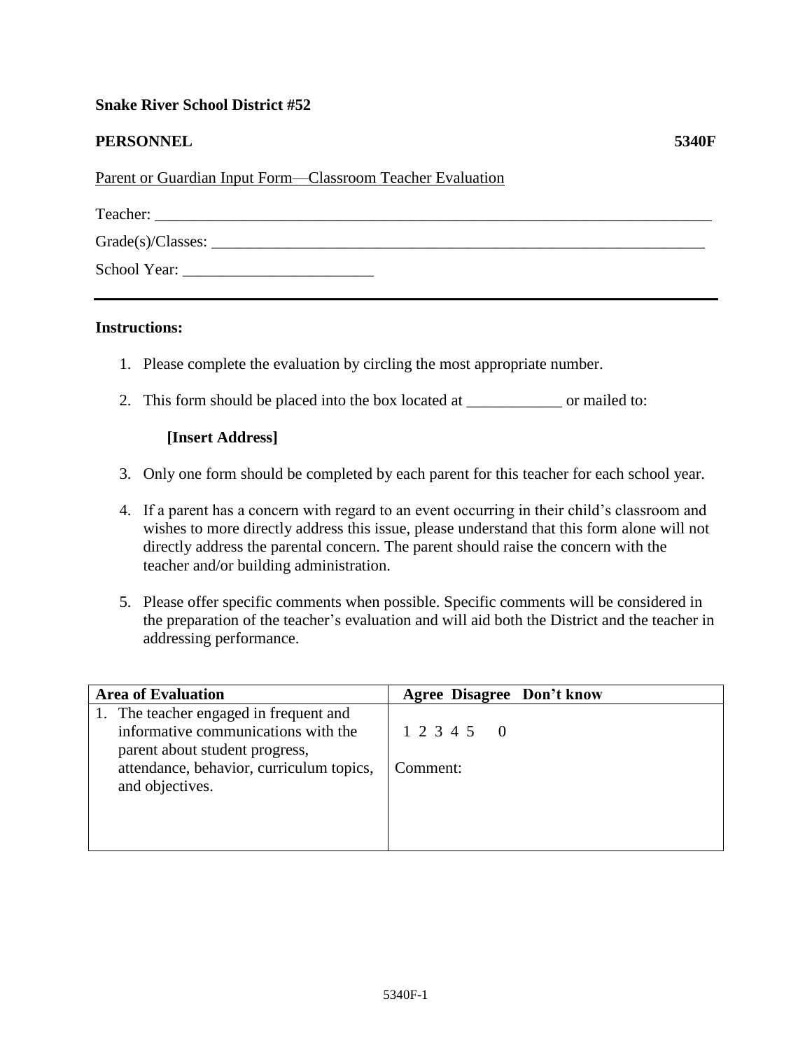**Snake River School District #52**

**PERSONNEL** **5340F**

Parent or Guardian Input Form—Classroom Teacher Evaluation

Teacher: ___________________________________________________________________________

Grade(s)/Classes: ___________________________________________________________________

School Year: ________________________

**Instructions:**

1. Please complete the evaluation by circling the most appropriate number.
2. This form should be placed into the box located at ____________ or mailed to:

   **[Insert Address]**

3. Only one form should be completed by each parent for this teacher for each school year.
4. If a parent has a concern with regard to an event occurring in their child's classroom and wishes to more directly address this issue, please understand that this form alone will not directly address the parental concern. The parent should raise the concern with the teacher and/or building administration.
5. Please offer specific comments when possible. Specific comments will be considered in the preparation of the teacher's evaluation and will aid both the District and the teacher in addressing performance.

| **Area of Evaluation** | **Agree Disagree Don't know** |
|---|---|
| 1. The teacher engaged in frequent and informative communications with the parent about student progress, attendance, behavior, curriculum topics, and objectives. | 1 2 3 4 5 0<br><br>Comment: |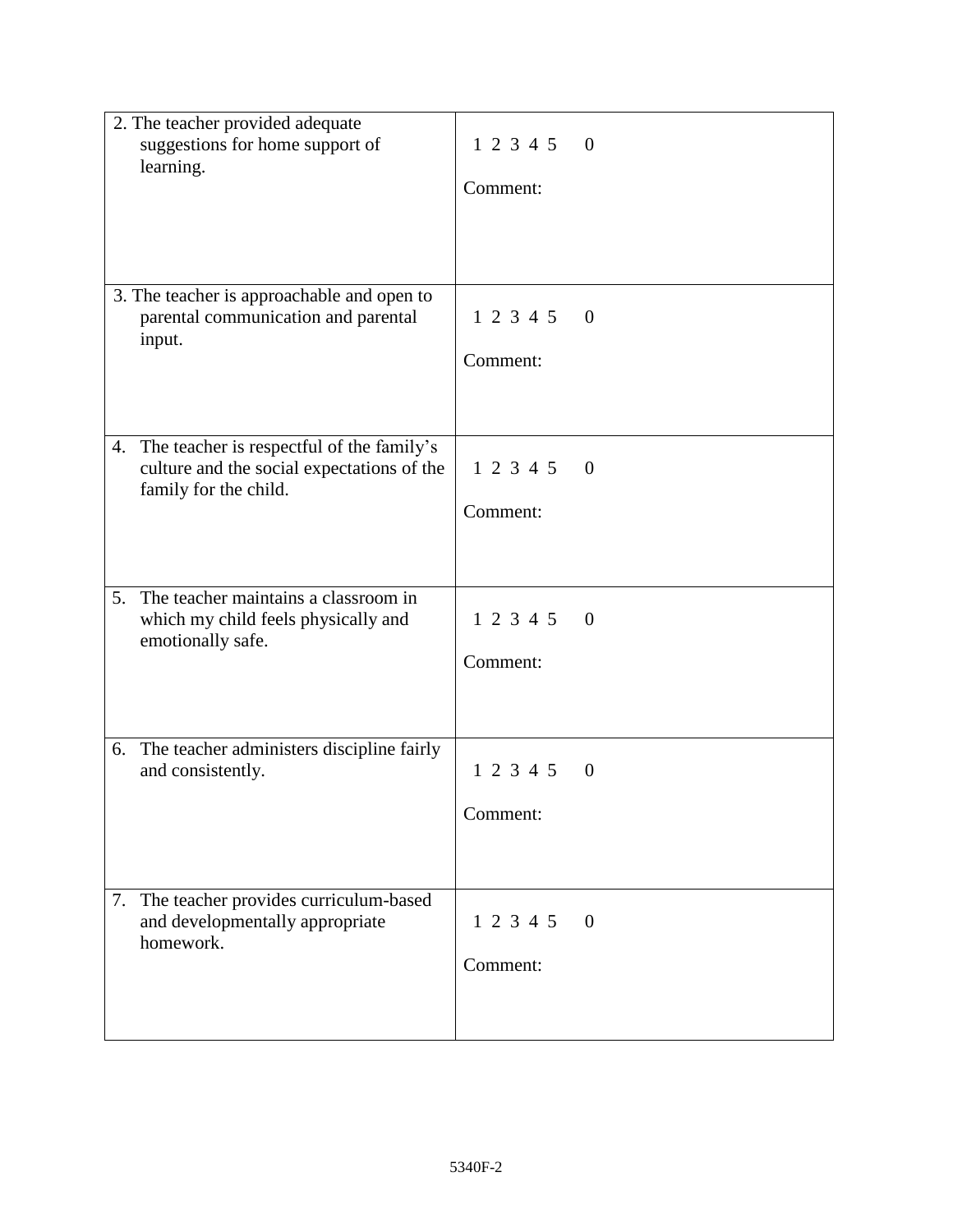| | |
|---|---|
| 2. The teacher provided adequate suggestions for home support of learning. | 1 2 3 4 5 0<br><br>Comment: |
| 3. The teacher is approachable and open to parental communication and parental input. | 1 2 3 4 5 0<br><br>Comment: |
| 4. The teacher is respectful of the family's culture and the social expectations of the family for the child. | 1 2 3 4 5 0<br><br>Comment: |
| 5. The teacher maintains a classroom in which my child feels physically and emotionally safe. | 1 2 3 4 5 0<br><br>Comment: |
| 6. The teacher administers discipline fairly and consistently. | 1 2 3 4 5 0<br><br>Comment: |
| 7. The teacher provides curriculum-based and developmentally appropriate homework. | 1 2 3 4 5 0<br><br>Comment: |

5340F-2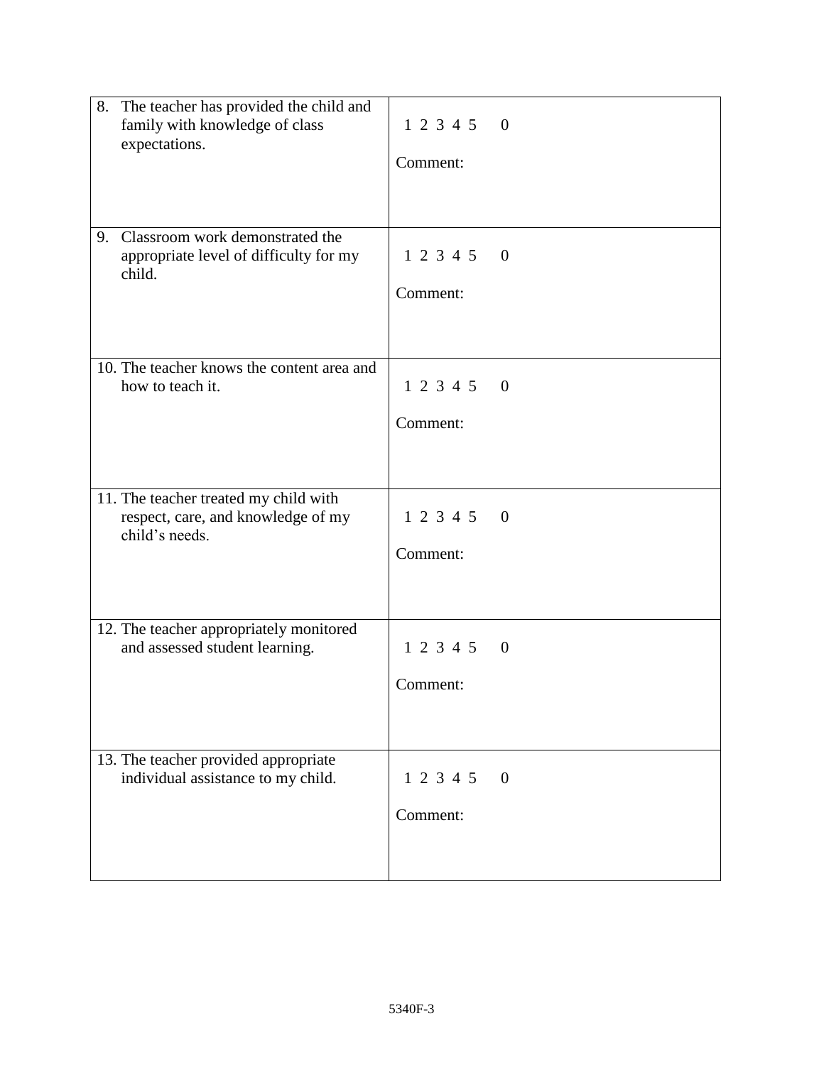| | |
|---|---|
| 8. The teacher has provided the child and family with knowledge of class expectations. | 1 2 3 4 5 0<br><br>Comment: |
| 9. Classroom work demonstrated the appropriate level of difficulty for my child. | 1 2 3 4 5 0<br><br>Comment: |
| 10. The teacher knows the content area and how to teach it. | 1 2 3 4 5 0<br><br>Comment: |
| 11. The teacher treated my child with respect, care, and knowledge of my child's needs. | 1 2 3 4 5 0<br><br>Comment: |
| 12. The teacher appropriately monitored and assessed student learning. | 1 2 3 4 5 0<br><br>Comment: |
| 13. The teacher provided appropriate individual assistance to my child. | 1 2 3 4 5 0<br><br>Comment: |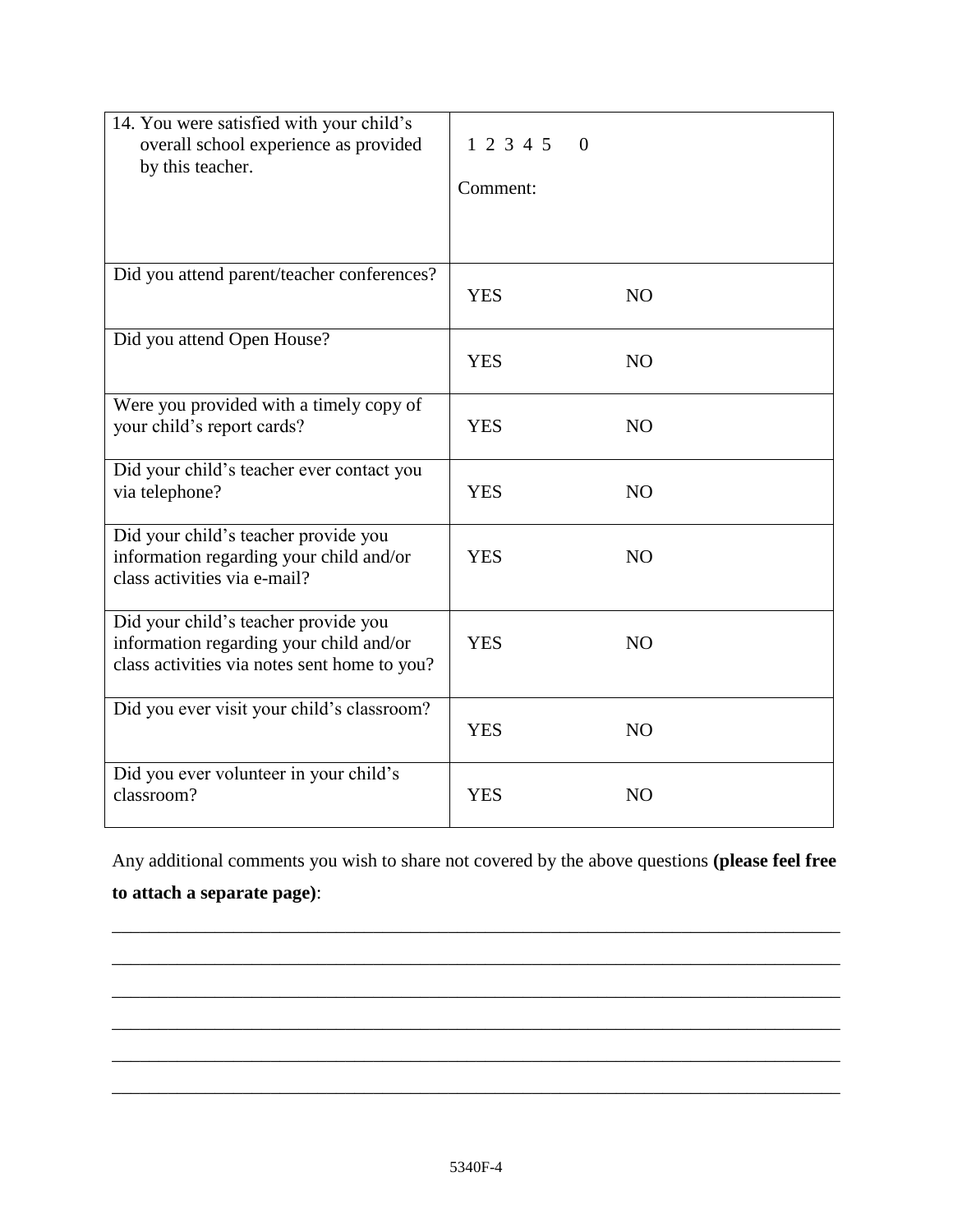| | | |
|---|---|---|
| 14. You were satisfied with your child's overall school experience as provided by this teacher. | 1 2 3 4 5 0<br><br>Comment: | |
| Did you attend parent/teacher conferences? | YES | NO |
| Did you attend Open House? | YES | NO |
| Were you provided with a timely copy of your child's report cards? | YES | NO |
| Did your child's teacher ever contact you via telephone? | YES | NO |
| Did your child's teacher provide you information regarding your child and/or class activities via e-mail? | YES | NO |
| Did your child's teacher provide you information regarding your child and/or class activities via notes sent home to you? | YES | NO |
| Did you ever visit your child's classroom? | YES | NO |
| Did you ever volunteer in your child's classroom? | YES | NO |

Any additional comments you wish to share not covered by the above questions **(please feel free to attach a separate page)**:

______________________________________________________________________________

______________________________________________________________________________

______________________________________________________________________________

______________________________________________________________________________

______________________________________________________________________________

______________________________________________________________________________

5340F-4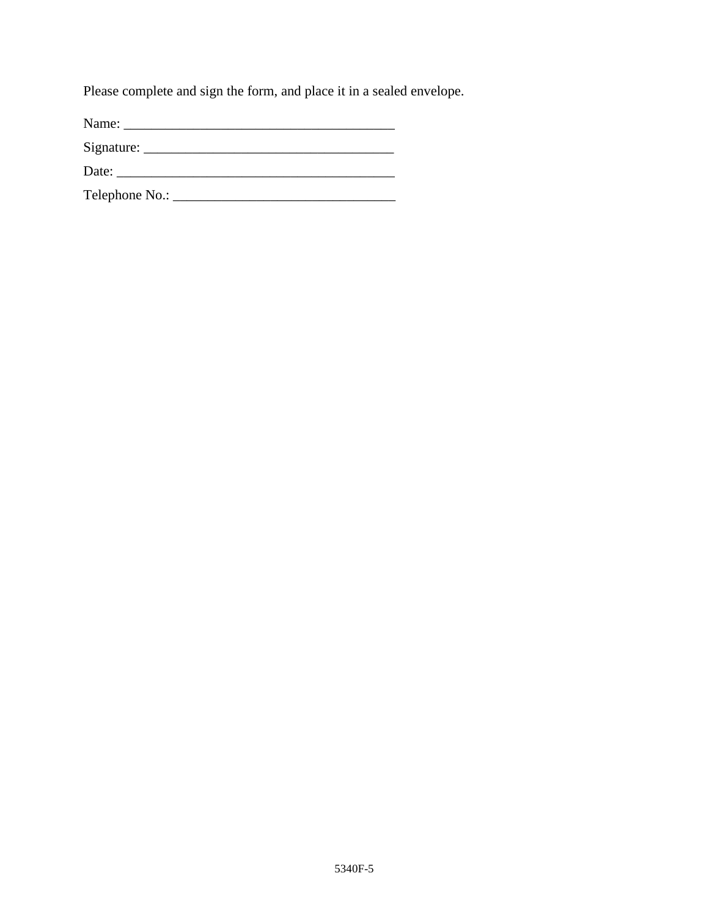Please complete and sign the form, and place it in a sealed envelope.

Name: ________________________________________

Signature: ____________________________________

Date: _________________________________________

Telephone No.: ________________________________